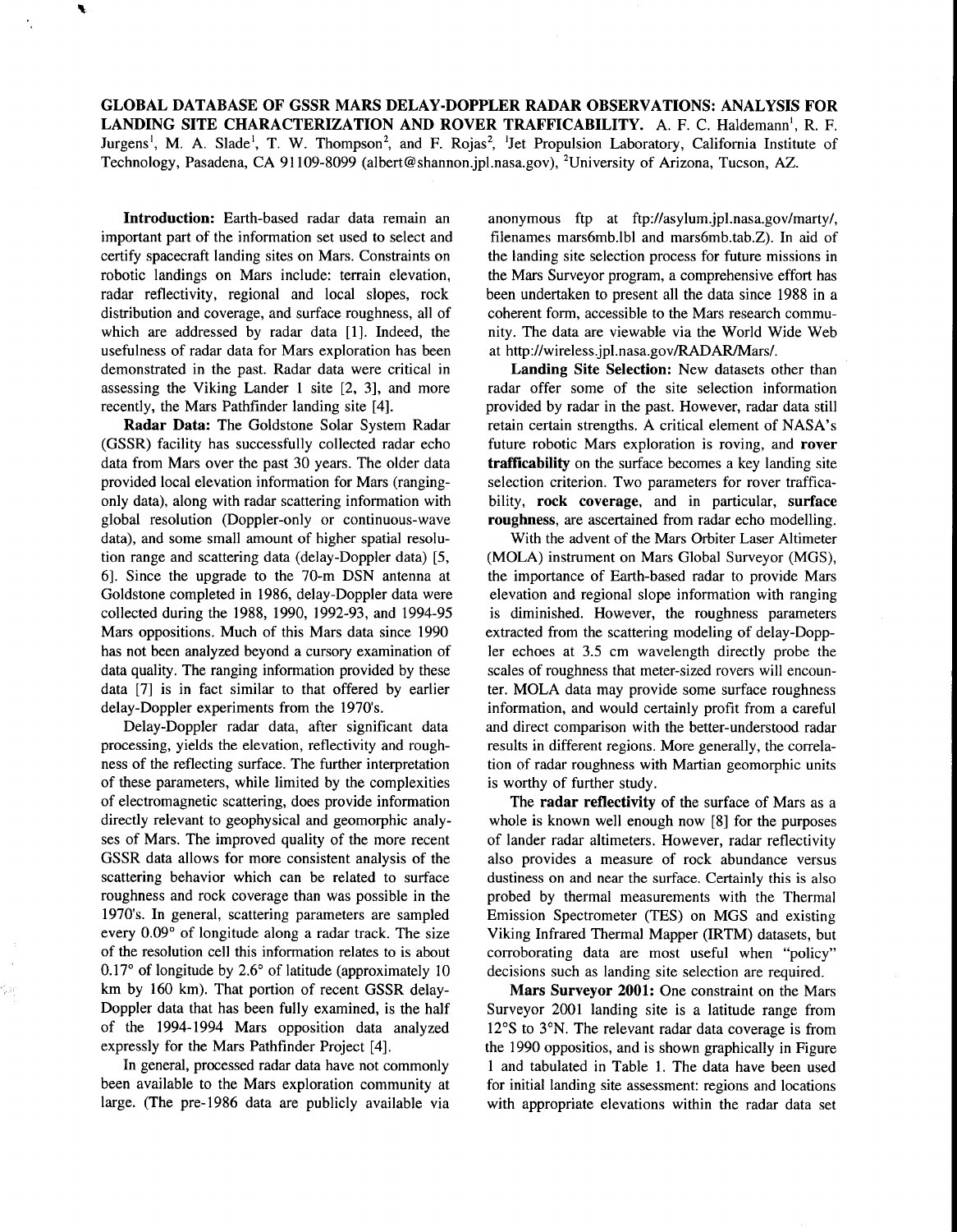# GLOBAL DATABASE OF GSSR MARS DELAY-DOPPLER RADAR OBSERVATIONS: ANALYSIS FOR LANDING SITE CHARACTERIZATION AND ROVER TRAFFICABILITY.

A. F. C. Haldemann[1], R. F. Jurgens[1], M. A. Slade[1], T. W. Thompson[2], and F. Rojas[2], [1]Jet Propulsion Laboratory, California Institute of Technology, Pasadena, CA 91109-8099 (albert@shannon.jpl.nasa.gov), [2]University of Arizona, Tucson, AZ.

**Introduction:** Earth-based radar data remain an important part of the information set used to select and certify spacecraft landing sites on Mars. Constraints on robotic landings on Mars include: terrain elevation, radar reflectivity, regional and local slopes, rock distribution and coverage, and surface roughness, all of which are addressed by radar data [1]. Indeed, the usefulness of radar data for Mars exploration has been demonstrated in the past. Radar data were critical in assessing the Viking Lander 1 site [2, 3], and more recently, the Mars Pathfinder landing site [4].

**Radar Data:** The Goldstone Solar System Radar (GSSR) facility has successfully collected radar echo data from Mars over the past 30 years. The older data provided local elevation information for Mars (ranging-only data), along with radar scattering information with global resolution (Doppler-only or continuous-wave data), and some small amount of higher spatial resolution range and scattering data (delay-Doppler data) [5, 6]. Since the upgrade to the 70-m DSN antenna at Goldstone completed in 1986, delay-Doppler data were collected during the 1988, 1990, 1992-93, and 1994-95 Mars oppositions. Much of this Mars data since 1990 has not been analyzed beyond a cursory examination of data quality. The ranging information provided by these data [7] is in fact similar to that offered by earlier delay-Doppler experiments from the 1970's.

Delay-Doppler radar data, after significant data processing, yields the elevation, reflectivity and roughness of the reflecting surface. The further interpretation of these parameters, while limited by the complexities of electromagnetic scattering, does provide information directly relevant to geophysical and geomorphic analyses of Mars. The improved quality of the more recent GSSR data allows for more consistent analysis of the scattering behavior which can be related to surface roughness and rock coverage than was possible in the 1970's. In general, scattering parameters are sampled every 0.09° of longitude along a radar track. The size of the resolution cell this information relates to is about 0.17° of longitude by 2.6° of latitude (approximately 10 km by 160 km). That portion of recent GSSR delay-Doppler data that has been fully examined, is the half of the 1994-1994 Mars opposition data analyzed expressly for the Mars Pathfinder Project [4].

In general, processed radar data have not commonly been available to the Mars exploration community at large. (The pre-1986 data are publicly available via anonymous ftp at ftp://asylum.jpl.nasa.gov/marty/, filenames mars6mb.lbl and mars6mb.tab.Z). In aid of the landing site selection process for future missions in the Mars Surveyor program, a comprehensive effort has been undertaken to present all the data since 1988 in a coherent form, accessible to the Mars research community. The data are viewable via the World Wide Web at http://wireless.jpl.nasa.gov/RADAR/Mars/.

**Landing Site Selection:** New datasets other than radar offer some of the site selection information provided by radar in the past. However, radar data still retain certain strengths. A critical element of NASA's future robotic Mars exploration is roving, and **rover trafficability** on the surface becomes a key landing site selection criterion. Two parameters for rover trafficability, **rock coverage**, and in particular, **surface roughness**, are ascertained from radar echo modelling.

With the advent of the Mars Orbiter Laser Altimeter (MOLA) instrument on Mars Global Surveyor (MGS), the importance of Earth-based radar to provide Mars elevation and regional slope information with ranging is diminished. However, the roughness parameters extracted from the scattering modeling of delay-Doppler echoes at 3.5 cm wavelength directly probe the scales of roughness that meter-sized rovers will encounter. MOLA data may provide some surface roughness information, and would certainly profit from a careful and direct comparison with the better-understood radar results in different regions. More generally, the correlation of radar roughness with Martian geomorphic units is worthy of further study.

The **radar reflectivity** of the surface of Mars as a whole is known well enough now [8] for the purposes of lander radar altimeters. However, radar reflectivity also provides a measure of rock abundance versus dustiness on and near the surface. Certainly this is also probed by thermal measurements with the Thermal Emission Spectrometer (TES) on MGS and existing Viking Infrared Thermal Mapper (IRTM) datasets, but corroborating data are most useful when "policy" decisions such as landing site selection are required.

**Mars Surveyor 2001:** One constraint on the Mars Surveyor 2001 landing site is a latitude range from 12°S to 3°N. The relevant radar data coverage is from the 1990 oppositios, and is shown graphically in Figure 1 and tabulated in Table 1. The data have been used for initial landing site assessment: regions and locations with appropriate elevations within the radar data set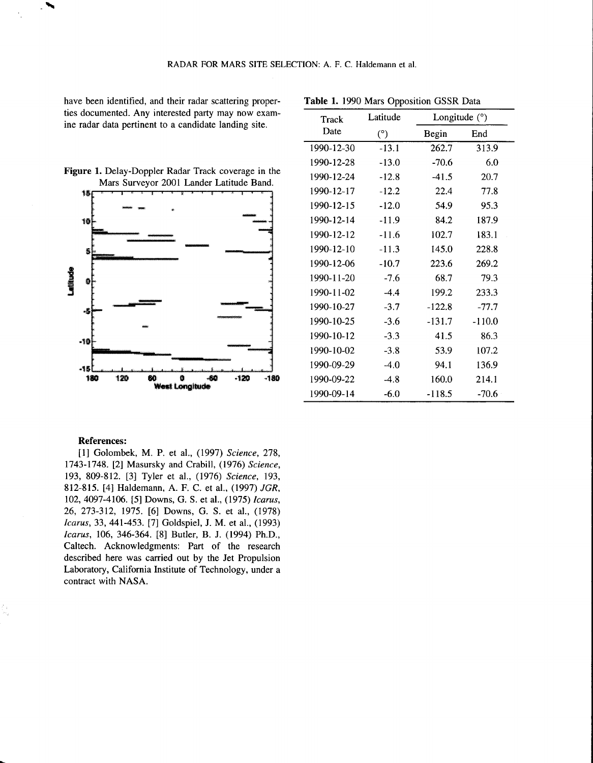have been identified, and their radar scattering properties documented. Any interested party may now examine radar data pertinent to a candidate landing site.

**Figure 1.** Delay-Doppler Radar Track coverage in the Mars Surveyor 2001 Lander Latitude Band.

15
10
5
0
-5
-10
-15
Latitude
180 120 60 0 -60 -120 -180
West Longitude

**Table 1.** 1990 Mars Opposition GSSR Data

| Track Date | Latitude (°) | Longitude (°) | |
|---|---|---|---|
| | | Begin | End |
| 1990-12-30 | -13.1 | 262.7 | 313.9 |
| 1990-12-28 | -13.0 | -70.6 | 6.0 |
| 1990-12-24 | -12.8 | -41.5 | 20.7 |
| 1990-12-17 | -12.2 | 22.4 | 77.8 |
| 1990-12-15 | -12.0 | 54.9 | 95.3 |
| 1990-12-14 | -11.9 | 84.2 | 187.9 |
| 1990-12-12 | -11.6 | 102.7 | 183.1 |
| 1990-12-10 | -11.3 | 145.0 | 228.8 |
| 1990-12-06 | -10.7 | 223.6 | 269.2 |
| 1990-11-20 | -7.6 | 68.7 | 79.3 |
| 1990-11-02 | -4.4 | 199.2 | 233.3 |
| 1990-10-27 | -3.7 | -122.8 | -77.7 |
| 1990-10-25 | -3.6 | -131.7 | -110.0 |
| 1990-10-12 | -3.3 | 41.5 | 86.3 |
| 1990-10-02 | -3.8 | 53.9 | 107.2 |
| 1990-09-29 | -4.0 | 94.1 | 136.9 |
| 1990-09-22 | -4.8 | 160.0 | 214.1 |
| 1990-09-14 | -6.0 | -118.5 | -70.6 |

**References:**

[1] Golombek, M. P. et al., (1997) *Science*, 278, 1743-1748. [2] Masursky and Crabill, (1976) *Science*, 193, 809-812. [3] Tyler et al., (1976) *Science*, 193, 812-815. [4] Haldemann, A. F. C. et al., (1997) *JGR*, 102, 4097-4106. [5] Downs, G. S. et al., (1975) *Icarus*, 26, 273-312, 1975. [6] Downs, G. S. et al., (1978) *Icarus*, 33, 441-453. [7] Goldspiel, J. M. et al., (1993) *Icarus*, 106, 346-364. [8] Butler, B. J. (1994) Ph.D., Caltech. Acknowledgments: Part of the research described here was carried out by the Jet Propulsion Laboratory, California Institute of Technology, under a contract with NASA.